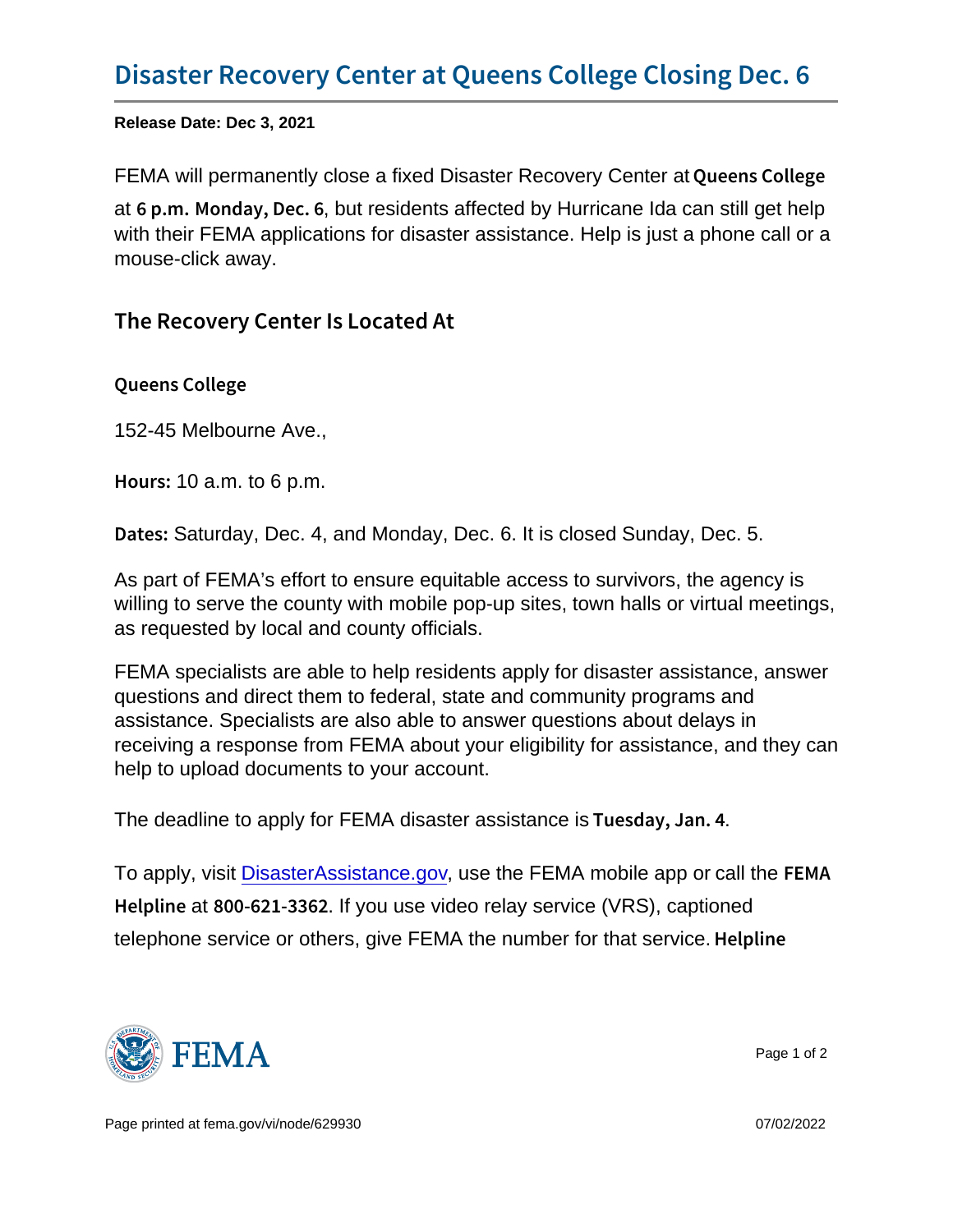# Disaster Recovery Center at Queens College Closing Dec. 6

**Release Date: Dec 3, 2021**

FEMA will permanently close a fixed Disaster Recovery Center at **Queens College** at **6 p.m. Monday, Dec. 6**, but residents affected by Hurricane Ida can still get help with their FEMA applications for disaster assistance. Help is just a phone call or a mouse-click away.

## The Recovery Center Is Located At

**Queens College**

152-45 Melbourne Ave.,

**Hours:** 10 a.m. to 6 p.m.

**Dates:** Saturday, Dec. 4, and Monday, Dec. 6. It is closed Sunday, Dec. 5.

As part of FEMA's effort to ensure equitable access to survivors, the agency is willing to serve the county with mobile pop-up sites, town halls or virtual meetings, as requested by local and county officials.

FEMA specialists are able to help residents apply for disaster assistance, answer questions and direct them to federal, state and community programs and assistance. Specialists are also able to answer questions about delays in receiving a response from FEMA about your eligibility for assistance, and they can help to upload documents to your account.

The deadline to apply for FEMA disaster assistance is **Tuesday, Jan. 4**.

To apply, visit [DisasterAssistance.gov](DisasterAssistance.gov), use the FEMA mobile app or call the **FEMA Helpline** at **800-621-3362**. If you use video relay service (VRS), captioned telephone service or others, give FEMA the number for that service. **Helpline**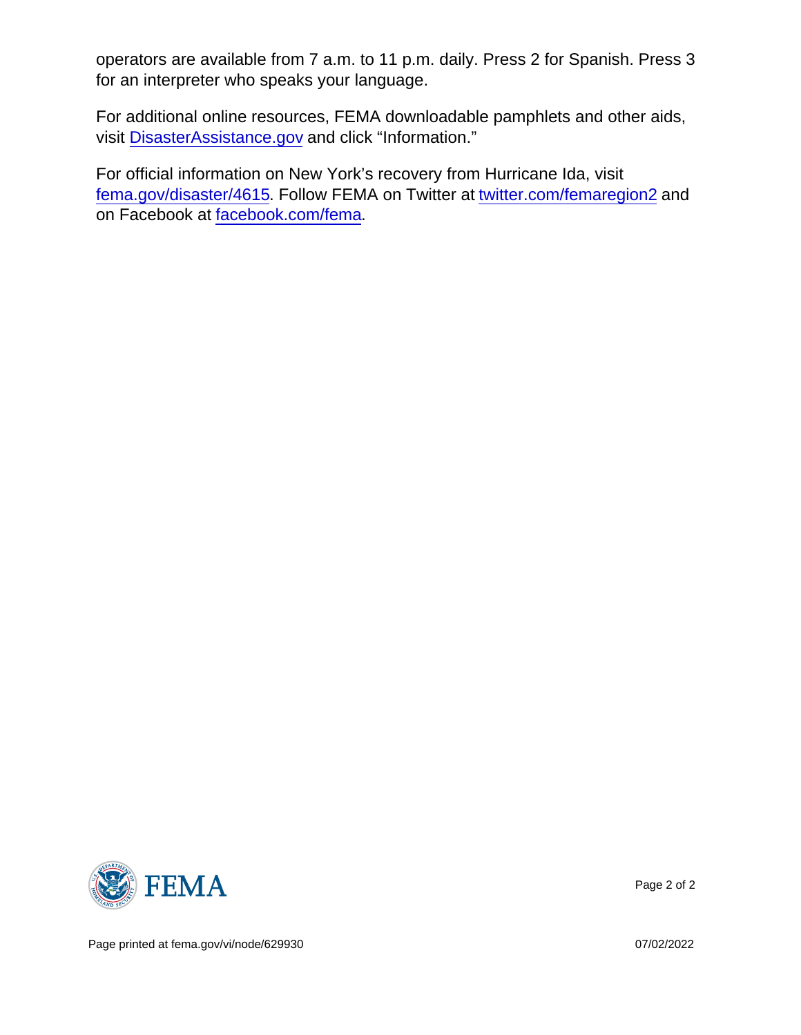operators are available from 7 a.m. to 11 p.m. daily. Press 2 for Spanish. Press 3 for an interpreter who speaks your language.

For additional online resources, FEMA downloadable pamphlets and other aids, visit [DisasterAssistance.gov](https://www.DisasterAssistance.gov) and click "Information."

For official information on New York's recovery from Hurricane Ida, visit [fema.gov/disaster/4615](https://www.fema.gov/disaster/4615). Follow FEMA on Twitter at [twitter.com/femaregion2](https://twitter.com/femaregion2) and on Facebook at [facebook.com/fema](https://facebook.com/fema).